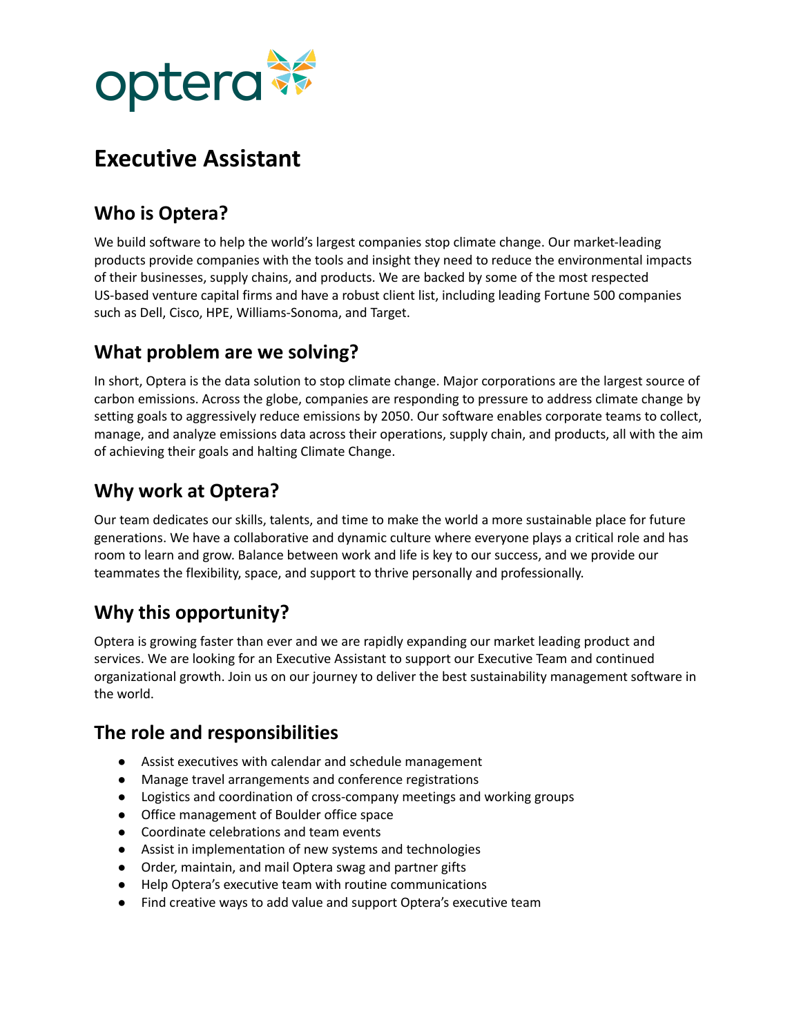optera

# Executive Assistant

## Who is Optera?

We build software to help the world's largest companies stop climate change. Our market-leading products provide companies with the tools and insight they need to reduce the environmental impacts of their businesses, supply chains, and products. We are backed by some of the most respected US-based venture capital firms and have a robust client list, including leading Fortune 500 companies such as Dell, Cisco, HPE, Williams-Sonoma, and Target.

## What problem are we solving?

In short, Optera is the data solution to stop climate change. Major corporations are the largest source of carbon emissions. Across the globe, companies are responding to pressure to address climate change by setting goals to aggressively reduce emissions by 2050. Our software enables corporate teams to collect, manage, and analyze emissions data across their operations, supply chain, and products, all with the aim of achieving their goals and halting Climate Change.

## Why work at Optera?

Our team dedicates our skills, talents, and time to make the world a more sustainable place for future generations. We have a collaborative and dynamic culture where everyone plays a critical role and has room to learn and grow. Balance between work and life is key to our success, and we provide our teammates the flexibility, space, and support to thrive personally and professionally.

## Why this opportunity?

Optera is growing faster than ever and we are rapidly expanding our market leading product and services. We are looking for an Executive Assistant to support our Executive Team and continued organizational growth. Join us on our journey to deliver the best sustainability management software in the world.

## The role and responsibilities

- Assist executives with calendar and schedule management
- Manage travel arrangements and conference registrations
- Logistics and coordination of cross-company meetings and working groups
- Office management of Boulder office space
- Coordinate celebrations and team events
- Assist in implementation of new systems and technologies
- Order, maintain, and mail Optera swag and partner gifts
- Help Optera's executive team with routine communications
- Find creative ways to add value and support Optera's executive team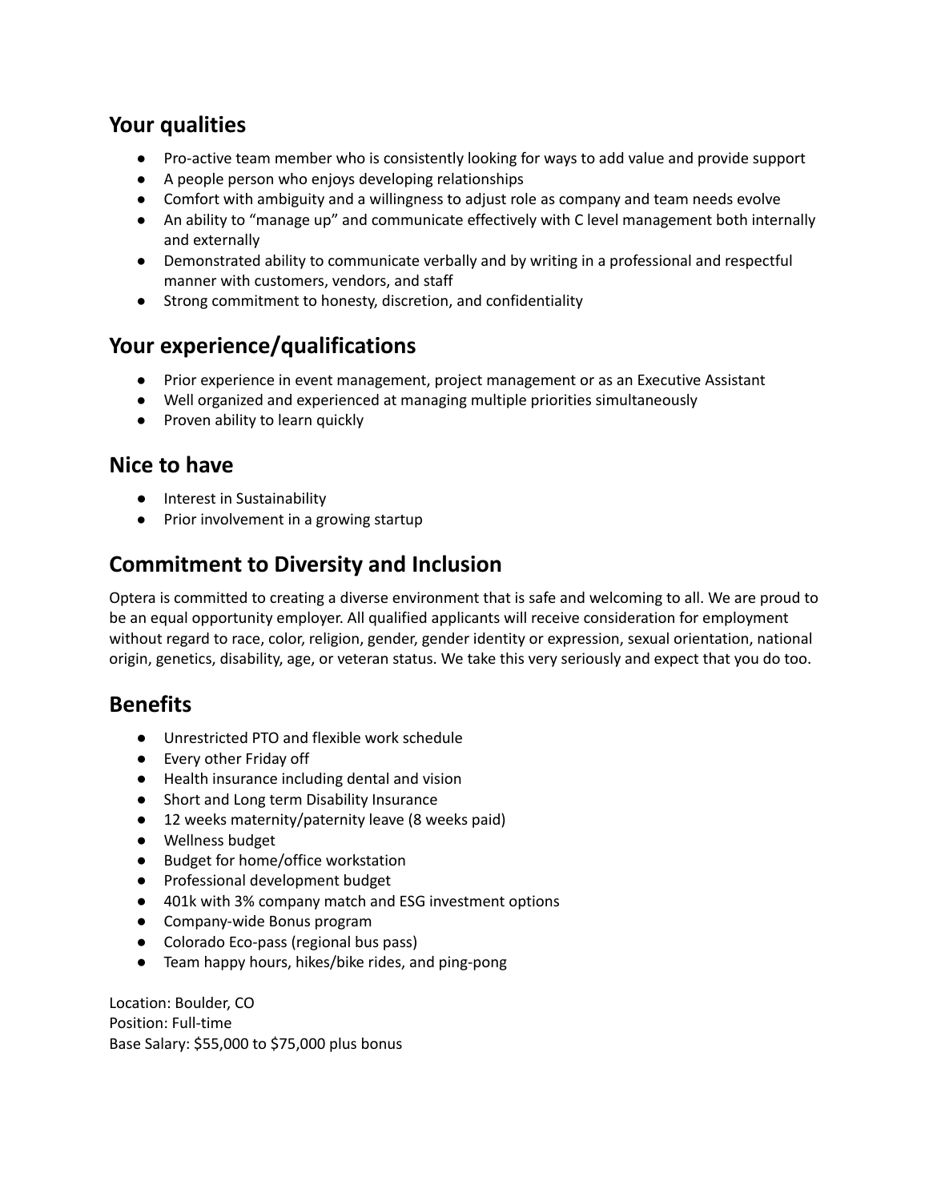## Your qualities

- Pro-active team member who is consistently looking for ways to add value and provide support
- A people person who enjoys developing relationships
- Comfort with ambiguity and a willingness to adjust role as company and team needs evolve
- An ability to "manage up" and communicate effectively with C level management both internally and externally
- Demonstrated ability to communicate verbally and by writing in a professional and respectful manner with customers, vendors, and staff
- Strong commitment to honesty, discretion, and confidentiality

## Your experience/qualifications

- Prior experience in event management, project management or as an Executive Assistant
- Well organized and experienced at managing multiple priorities simultaneously
- Proven ability to learn quickly

## Nice to have

- Interest in Sustainability
- Prior involvement in a growing startup

## Commitment to Diversity and Inclusion

Optera is committed to creating a diverse environment that is safe and welcoming to all. We are proud to be an equal opportunity employer. All qualified applicants will receive consideration for employment without regard to race, color, religion, gender, gender identity or expression, sexual orientation, national origin, genetics, disability, age, or veteran status. We take this very seriously and expect that you do too.

## Benefits

- Unrestricted PTO and flexible work schedule
- Every other Friday off
- Health insurance including dental and vision
- Short and Long term Disability Insurance
- 12 weeks maternity/paternity leave (8 weeks paid)
- Wellness budget
- Budget for home/office workstation
- Professional development budget
- 401k with 3% company match and ESG investment options
- Company-wide Bonus program
- Colorado Eco-pass (regional bus pass)
- Team happy hours, hikes/bike rides, and ping-pong

Location: Boulder, CO
Position: Full-time
Base Salary: $55,000 to $75,000 plus bonus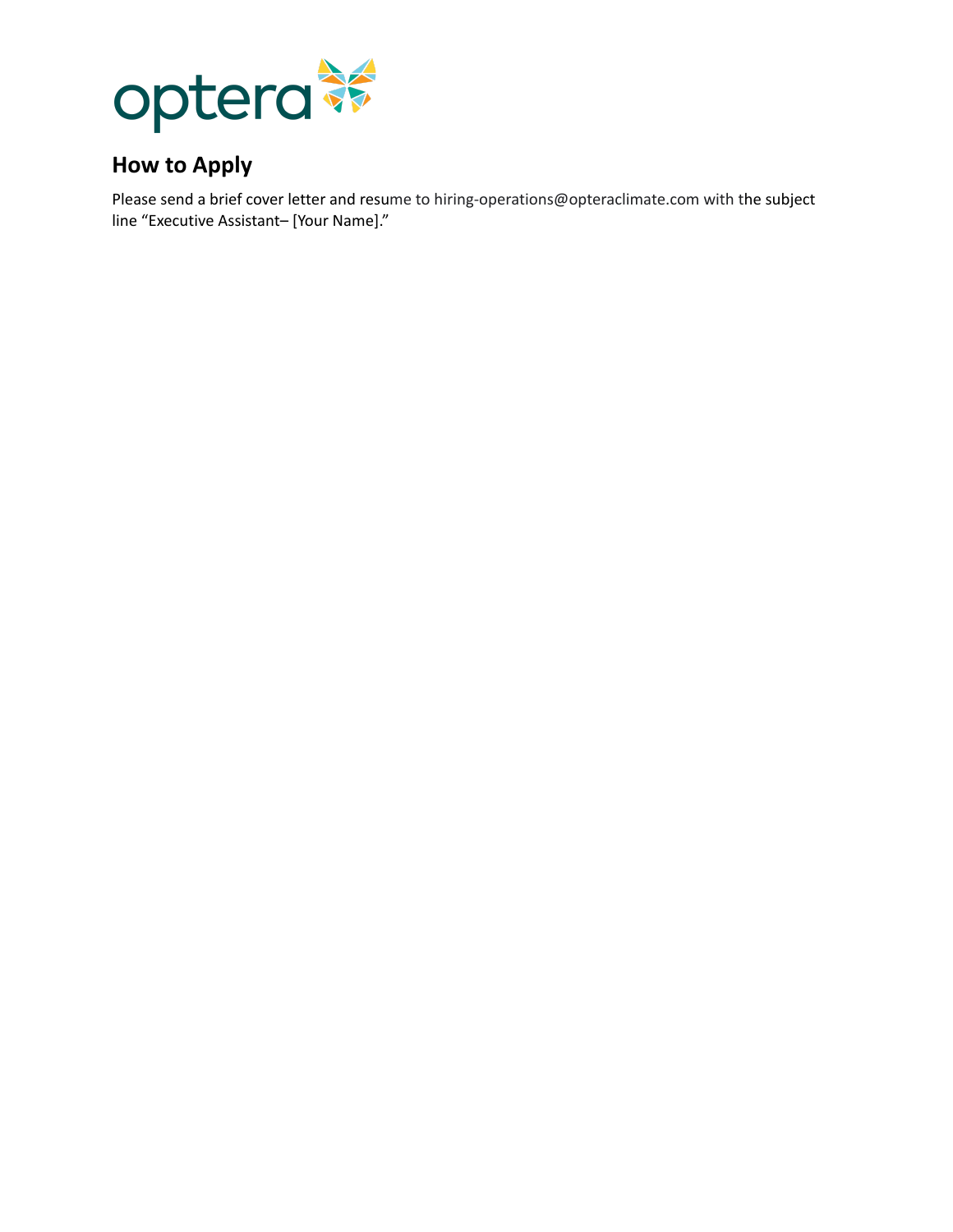## How to Apply

Please send a brief cover letter and resume to hiring-operations@opteraclimate.com with the subject line “Executive Assistant– [Your Name].”